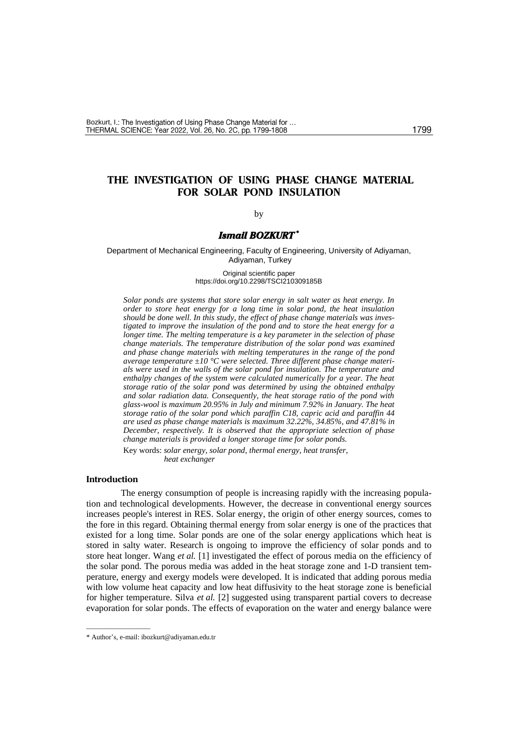# THE INVESTIGATION OF USING PHASE CHANGE MATERIAL FOR SOLAR POND INSULATION

by

***Ismail BOZKURT*** *

Department of Mechanical Engineering, Faculty of Engineering, University of Adiyaman, Adiyaman, Turkey

Original scientific paper
https://doi.org/10.2298/TSCI210309185B

*Solar ponds are systems that store solar energy in salt water as heat energy. In order to store heat energy for a long time in solar pond, the heat insulation should be done well. In this study, the effect of phase change materials was investigated to improve the insulation of the pond and to store the heat energy for a longer time. The melting temperature is a key parameter in the selection of phase change materials. The temperature distribution of the solar pond was examined and phase change materials with melting temperatures in the range of the pond average temperature ±10 °C were selected. Three different phase change materials were used in the walls of the solar pond for insulation. The temperature and enthalpy changes of the system were calculated numerically for a year. The heat storage ratio of the solar pond was determined by using the obtained enthalpy and solar radiation data. Consequently, the heat storage ratio of the pond with glass-wool is maximum 20.95% in July and minimum 7.92% in January. The heat storage ratio of the solar pond which paraffin C18, capric acid and paraffin 44 are used as phase change materials is maximum 32.22%, 34.85%, and 47.81% in December, respectively. It is observed that the appropriate selection of phase change materials is provided a longer storage time for solar ponds.*

Key words: *solar energy, solar pond, thermal energy, heat transfer, heat exchanger*

## Introduction

The energy consumption of people is increasing rapidly with the increasing population and technological developments. However, the decrease in conventional energy sources increases people's interest in RES. Solar energy, the origin of other energy sources, comes to the fore in this regard. Obtaining thermal energy from solar energy is one of the practices that existed for a long time. Solar ponds are one of the solar energy applications which heat is stored in salty water. Research is ongoing to improve the efficiency of solar ponds and to store heat longer. Wang *et al.* [1] investigated the effect of porous media on the efficiency of the solar pond. The porous media was added in the heat storage zone and 1-D transient temperature, energy and exergy models were developed. It is indicated that adding porous media with low volume heat capacity and low heat diffusivity to the heat storage zone is beneficial for higher temperature. Silva *et al.* [2] suggested using transparent partial covers to decrease evaporation for solar ponds. The effects of evaporation on the water and energy balance were

---

* Author's, e-mail: ibozkurt@adiyaman.edu.tr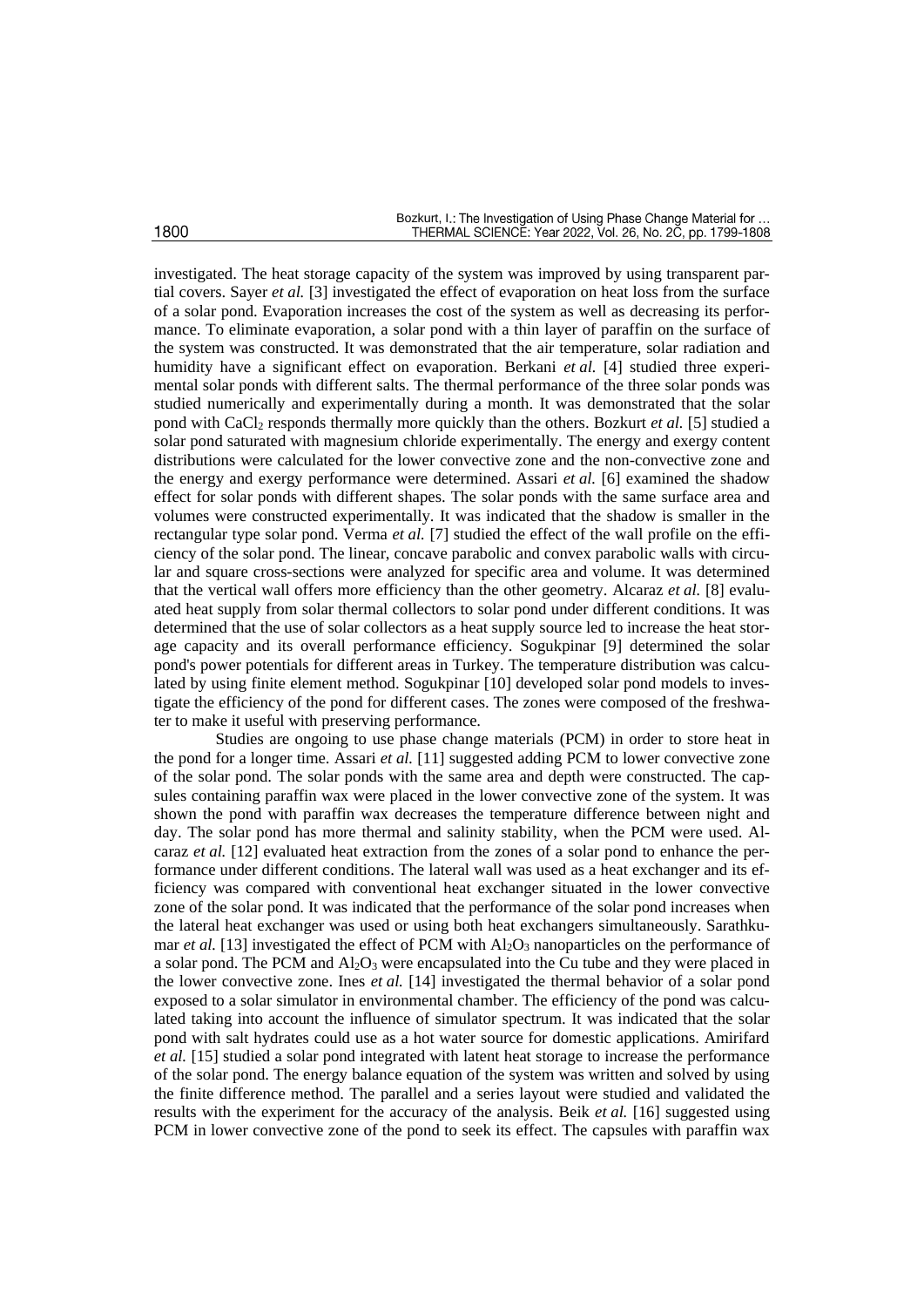investigated. The heat storage capacity of the system was improved by using transparent partial covers. Sayer *et al.* [3] investigated the effect of evaporation on heat loss from the surface of a solar pond. Evaporation increases the cost of the system as well as decreasing its performance. To eliminate evaporation, a solar pond with a thin layer of paraffin on the surface of the system was constructed. It was demonstrated that the air temperature, solar radiation and humidity have a significant effect on evaporation. Berkani *et al.* [4] studied three experimental solar ponds with different salts. The thermal performance of the three solar ponds was studied numerically and experimentally during a month. It was demonstrated that the solar pond with $CaCl_2$ responds thermally more quickly than the others. Bozkurt *et al.* [5] studied a solar pond saturated with magnesium chloride experimentally. The energy and exergy content distributions were calculated for the lower convective zone and the non-convective zone and the energy and exergy performance were determined. Assari *et al.* [6] examined the shadow effect for solar ponds with different shapes. The solar ponds with the same surface area and volumes were constructed experimentally. It was indicated that the shadow is smaller in the rectangular type solar pond. Verma *et al.* [7] studied the effect of the wall profile on the efficiency of the solar pond. The linear, concave parabolic and convex parabolic walls with circular and square cross-sections were analyzed for specific area and volume. It was determined that the vertical wall offers more efficiency than the other geometry. Alcaraz *et al.* [8] evaluated heat supply from solar thermal collectors to solar pond under different conditions. It was determined that the use of solar collectors as a heat supply source led to increase the heat storage capacity and its overall performance efficiency. Sogukpinar [9] determined the solar pond's power potentials for different areas in Turkey. The temperature distribution was calculated by using finite element method. Sogukpinar [10] developed solar pond models to investigate the efficiency of the pond for different cases. The zones were composed of the freshwater to make it useful with preserving performance.

Studies are ongoing to use phase change materials (PCM) in order to store heat in the pond for a longer time. Assari *et al.* [11] suggested adding PCM to lower convective zone of the solar pond. The solar ponds with the same area and depth were constructed. The capsules containing paraffin wax were placed in the lower convective zone of the system. It was shown the pond with paraffin wax decreases the temperature difference between night and day. The solar pond has more thermal and salinity stability, when the PCM were used. Alcaraz *et al.* [12] evaluated heat extraction from the zones of a solar pond to enhance the performance under different conditions. The lateral wall was used as a heat exchanger and its efficiency was compared with conventional heat exchanger situated in the lower convective zone of the solar pond. It was indicated that the performance of the solar pond increases when the lateral heat exchanger was used or using both heat exchangers simultaneously. Sarathkumar *et al.* [13] investigated the effect of PCM with $Al_2O_3$ nanoparticles on the performance of a solar pond. The PCM and $Al_2O_3$ were encapsulated into the Cu tube and they were placed in the lower convective zone. Ines *et al.* [14] investigated the thermal behavior of a solar pond exposed to a solar simulator in environmental chamber. The efficiency of the pond was calculated taking into account the influence of simulator spectrum. It was indicated that the solar pond with salt hydrates could use as a hot water source for domestic applications. Amirifard *et al.* [15] studied a solar pond integrated with latent heat storage to increase the performance of the solar pond. The energy balance equation of the system was written and solved by using the finite difference method. The parallel and a series layout were studied and validated the results with the experiment for the accuracy of the analysis. Beik *et al.* [16] suggested using PCM in lower convective zone of the pond to seek its effect. The capsules with paraffin wax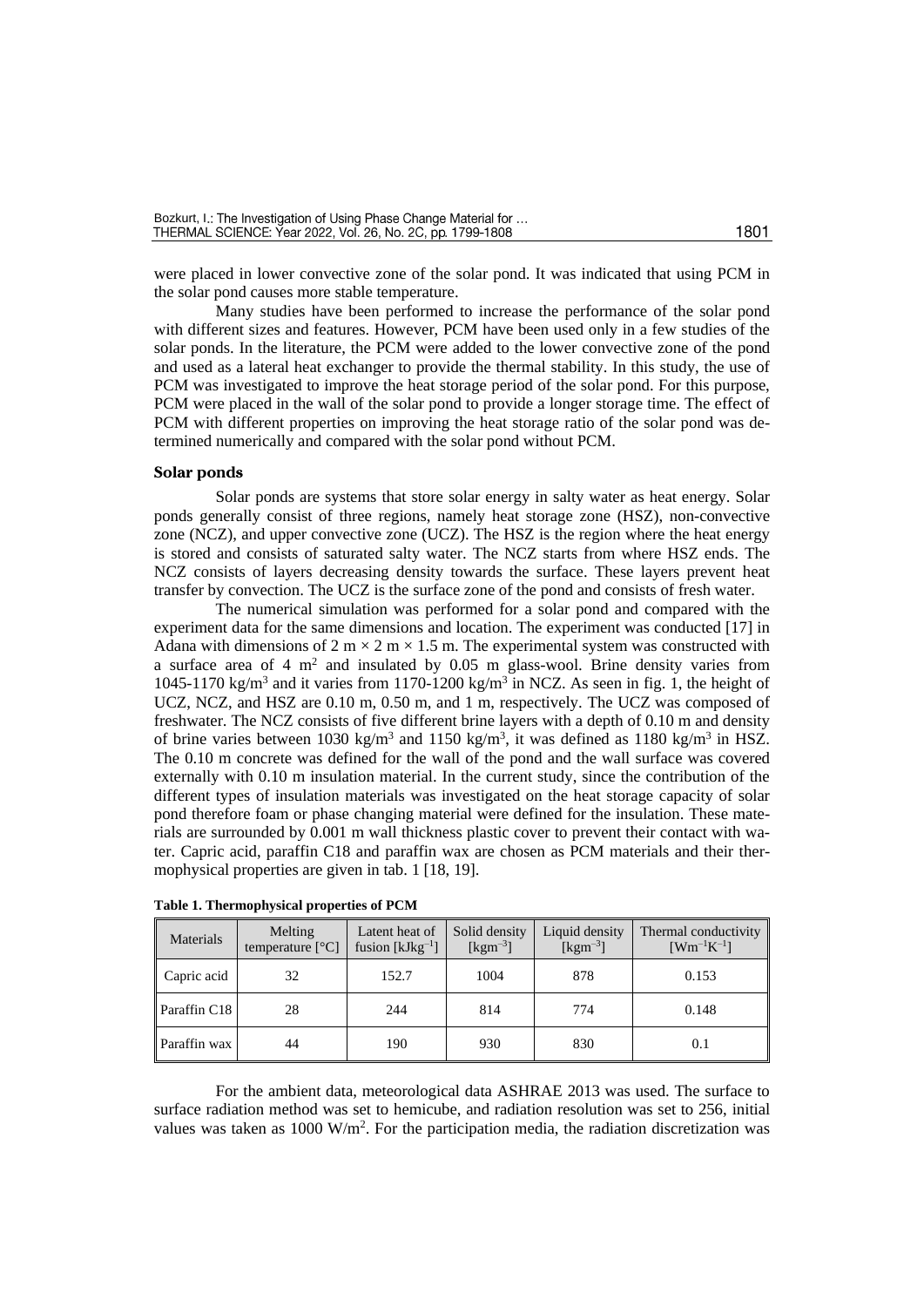were placed in lower convective zone of the solar pond. It was indicated that using PCM in the solar pond causes more stable temperature.

Many studies have been performed to increase the performance of the solar pond with different sizes and features. However, PCM have been used only in a few studies of the solar ponds. In the literature, the PCM were added to the lower convective zone of the pond and used as a lateral heat exchanger to provide the thermal stability. In this study, the use of PCM was investigated to improve the heat storage period of the solar pond. For this purpose, PCM were placed in the wall of the solar pond to provide a longer storage time. The effect of PCM with different properties on improving the heat storage ratio of the solar pond was determined numerically and compared with the solar pond without PCM.

## Solar ponds

Solar ponds are systems that store solar energy in salty water as heat energy. Solar ponds generally consist of three regions, namely heat storage zone (HSZ), non-convective zone (NCZ), and upper convective zone (UCZ). The HSZ is the region where the heat energy is stored and consists of saturated salty water. The NCZ starts from where HSZ ends. The NCZ consists of layers decreasing density towards the surface. These layers prevent heat transfer by convection. The UCZ is the surface zone of the pond and consists of fresh water.

The numerical simulation was performed for a solar pond and compared with the experiment data for the same dimensions and location. The experiment was conducted [17] in Adana with dimensions of 2 m × 2 m × 1.5 m. The experimental system was constructed with a surface area of 4 m$^2$ and insulated by 0.05 m glass-wool. Brine density varies from 1045-1170 kg/m$^3$ and it varies from 1170-1200 kg/m$^3$ in NCZ. As seen in fig. 1, the height of UCZ, NCZ, and HSZ are 0.10 m, 0.50 m, and 1 m, respectively. The UCZ was composed of freshwater. The NCZ consists of five different brine layers with a depth of 0.10 m and density of brine varies between 1030 kg/m$^3$ and 1150 kg/m$^3$, it was defined as 1180 kg/m$^3$ in HSZ. The 0.10 m concrete was defined for the wall of the pond and the wall surface was covered externally with 0.10 m insulation material. In the current study, since the contribution of the different types of insulation materials was investigated on the heat storage capacity of solar pond therefore foam or phase changing material were defined for the insulation. These materials are surrounded by 0.001 m wall thickness plastic cover to prevent their contact with water. Capric acid, paraffin C18 and paraffin wax are chosen as PCM materials and their thermophysical properties are given in tab. 1 [18, 19].

**Table 1. Thermophysical properties of PCM**

| Materials | Melting temperature [°C] | Latent heat of fusion [kJkg$^{-1}$] | Solid density [kgm$^{-3}$] | Liquid density [kgm$^{-3}$] | Thermal conductivity [Wm$^{-1}$K$^{-1}$] |
|---|---|---|---|---|---|
| Capric acid | 32 | 152.7 | 1004 | 878 | 0.153 |
| Paraffin C18 | 28 | 244 | 814 | 774 | 0.148 |
| Paraffin wax | 44 | 190 | 930 | 830 | 0.1 |

For the ambient data, meteorological data ASHRAE 2013 was used. The surface to surface radiation method was set to hemicube, and radiation resolution was set to 256, initial values was taken as 1000 W/m$^2$. For the participation media, the radiation discretization was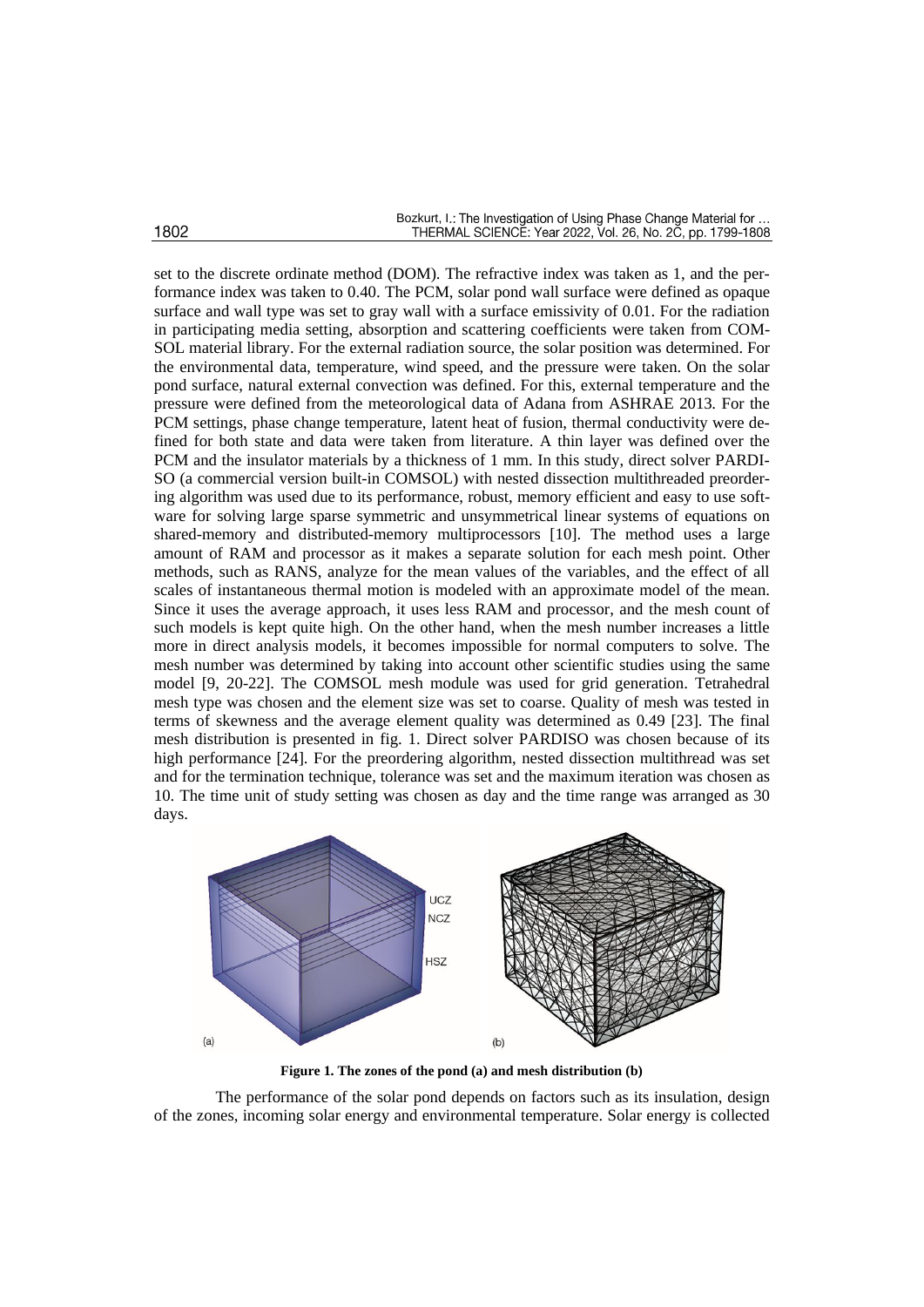set to the discrete ordinate method (DOM). The refractive index was taken as 1, and the performance index was taken to 0.40. The PCM, solar pond wall surface were defined as opaque surface and wall type was set to gray wall with a surface emissivity of 0.01. For the radiation in participating media setting, absorption and scattering coefficients were taken from COMSOL material library. For the external radiation source, the solar position was determined. For the environmental data, temperature, wind speed, and the pressure were taken. On the solar pond surface, natural external convection was defined. For this, external temperature and the pressure were defined from the meteorological data of Adana from ASHRAE 2013. For the PCM settings, phase change temperature, latent heat of fusion, thermal conductivity were defined for both state and data were taken from literature. A thin layer was defined over the PCM and the insulator materials by a thickness of 1 mm. In this study, direct solver PARDISO (a commercial version built-in COMSOL) with nested dissection multithreaded preordering algorithm was used due to its performance, robust, memory efficient and easy to use software for solving large sparse symmetric and unsymmetrical linear systems of equations on shared-memory and distributed-memory multiprocessors [10]. The method uses a large amount of RAM and processor as it makes a separate solution for each mesh point. Other methods, such as RANS, analyze for the mean values of the variables, and the effect of all scales of instantaneous thermal motion is modeled with an approximate model of the mean. Since it uses the average approach, it uses less RAM and processor, and the mesh count of such models is kept quite high. On the other hand, when the mesh number increases a little more in direct analysis models, it becomes impossible for normal computers to solve. The mesh number was determined by taking into account other scientific studies using the same model [9, 20-22]. The COMSOL mesh module was used for grid generation. Tetrahedral mesh type was chosen and the element size was set to coarse. Quality of mesh was tested in terms of skewness and the average element quality was determined as 0.49 [23]. The final mesh distribution is presented in fig. 1. Direct solver PARDISO was chosen because of its high performance [24]. For the preordering algorithm, nested dissection multithread was set and for the termination technique, tolerance was set and the maximum iteration was chosen as 10. The time unit of study setting was chosen as day and the time range was arranged as 30 days.

UCZ
NCZ
HSZ
(a)
(b)

**Figure 1. The zones of the pond (a) and mesh distribution (b)**

The performance of the solar pond depends on factors such as its insulation, design of the zones, incoming solar energy and environmental temperature. Solar energy is collected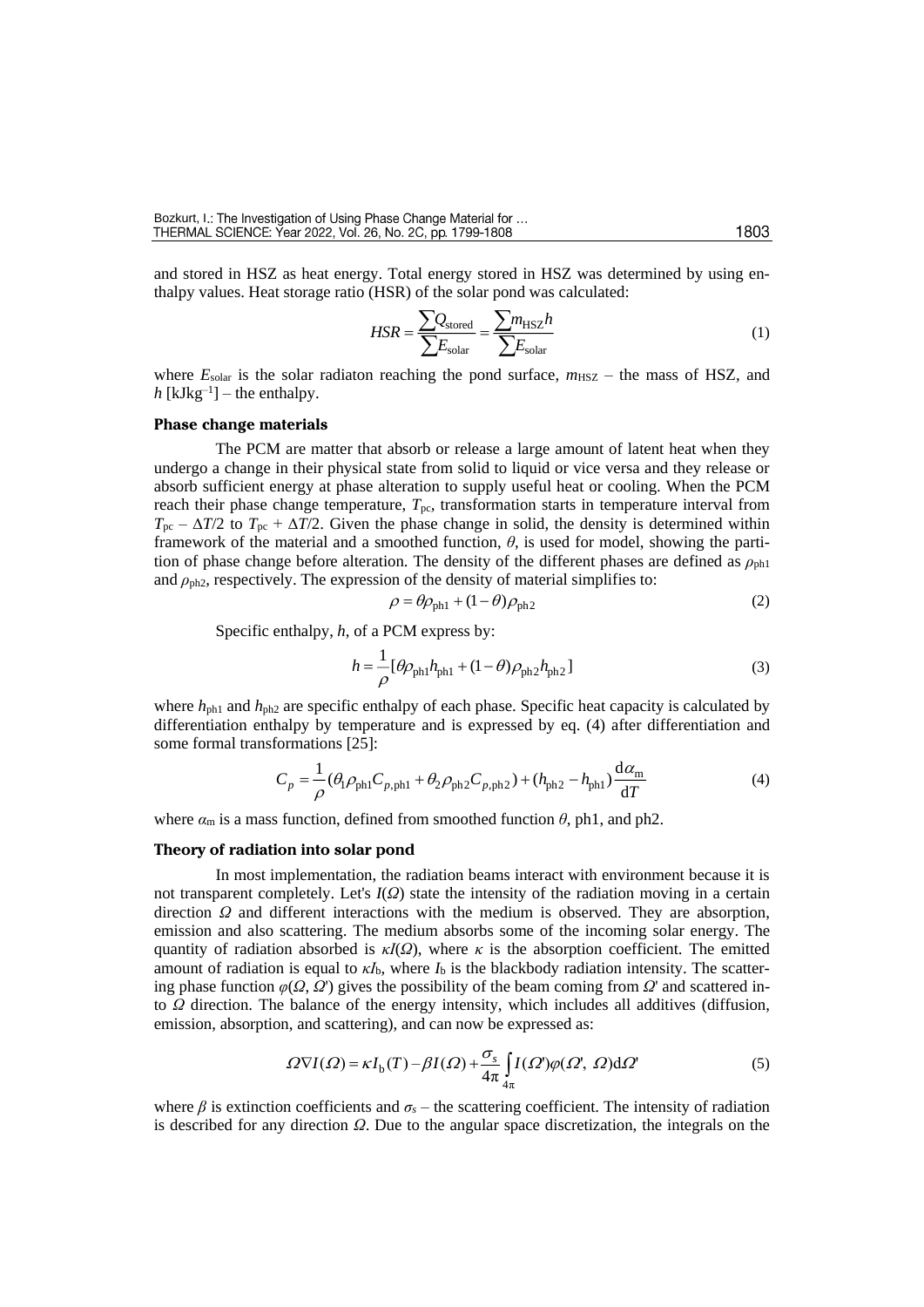and stored in HSZ as heat energy. Total energy stored in HSZ was determined by using enthalpy values. Heat storage ratio (HSR) of the solar pond was calculated:

$$HSR = \frac{\sum Q_{\text{stored}}}{\sum E_{\text{solar}}} = \frac{\sum m_{\text{HSZ}} h}{\sum E_{\text{solar}}} \tag{1}$$

where $E_{\text{solar}}$ is the solar radiaton reaching the pond surface, $m_{\text{HSZ}}$ – the mass of HSZ, and $h$ [kJkg$^{-1}$] – the enthalpy.

### Phase change materials

The PCM are matter that absorb or release a large amount of latent heat when they undergo a change in their physical state from solid to liquid or vice versa and they release or absorb sufficient energy at phase alteration to supply useful heat or cooling. When the PCM reach their phase change temperature, $T_{\text{pc}}$, transformation starts in temperature interval from $T_{\text{pc}} - \Delta T/2$ to $T_{\text{pc}} + \Delta T/2$. Given the phase change in solid, the density is determined within framework of the material and a smoothed function, $\theta$, is used for model, showing the partition of phase change before alteration. The density of the different phases are defined as $\rho_{\text{ph1}}$ and $\rho_{\text{ph2}}$, respectively. The expression of the density of material simplifies to:

$$\rho = \theta \rho_{\text{ph1}} + (1-\theta)\rho_{\text{ph2}} \tag{2}$$

Specific enthalpy, $h$, of a PCM express by:

$$h = \frac{1}{\rho}[\theta \rho_{\text{ph1}} h_{\text{ph1}} + (1-\theta)\rho_{\text{ph2}} h_{\text{ph2}}] \tag{3}$$

where $h_{\text{ph1}}$ and $h_{\text{ph2}}$ are specific enthalpy of each phase. Specific heat capacity is calculated by differentiation enthalpy by temperature and is expressed by eq. (4) after differentiation and some formal transformations [25]:

$$C_p = \frac{1}{\rho}(\theta_1 \rho_{\text{ph1}} C_{p,\text{ph1}} + \theta_2 \rho_{\text{ph2}} C_{p,\text{ph2}}) + (h_{\text{ph2}} - h_{\text{ph1}})\frac{\mathrm{d}\alpha_{\text{m}}}{\mathrm{d}T} \tag{4}$$

where $\alpha_{\text{m}}$ is a mass function, defined from smoothed function $\theta$, ph1, and ph2.

### Theory of radiation into solar pond

In most implementation, the radiation beams interact with environment because it is not transparent completely. Let's $I(\Omega)$ state the intensity of the radiation moving in a certain direction $\Omega$ and different interactions with the medium is observed. They are absorption, emission and also scattering. The medium absorbs some of the incoming solar energy. The quantity of radiation absorbed is $\kappa I(\Omega)$, where $\kappa$ is the absorption coefficient. The emitted amount of radiation is equal to $\kappa I_{\text{b}}$, where $I_{\text{b}}$ is the blackbody radiation intensity. The scattering phase function $\varphi(\Omega, \Omega')$ gives the possibility of the beam coming from $\Omega'$ and scattered into $\Omega$ direction. The balance of the energy intensity, which includes all additives (diffusion, emission, absorption, and scattering), and can now be expressed as:

$$\Omega \nabla I(\Omega) = \kappa I_{\text{b}}(T) - \beta I(\Omega) + \frac{\sigma_s}{4\pi}\int_{4\pi} I(\Omega')\varphi(\Omega', \Omega)\mathrm{d}\Omega' \tag{5}$$

where $\beta$ is extinction coefficients and $\sigma_s$ – the scattering coefficient. The intensity of radiation is described for any direction $\Omega$. Due to the angular space discretization, the integrals on the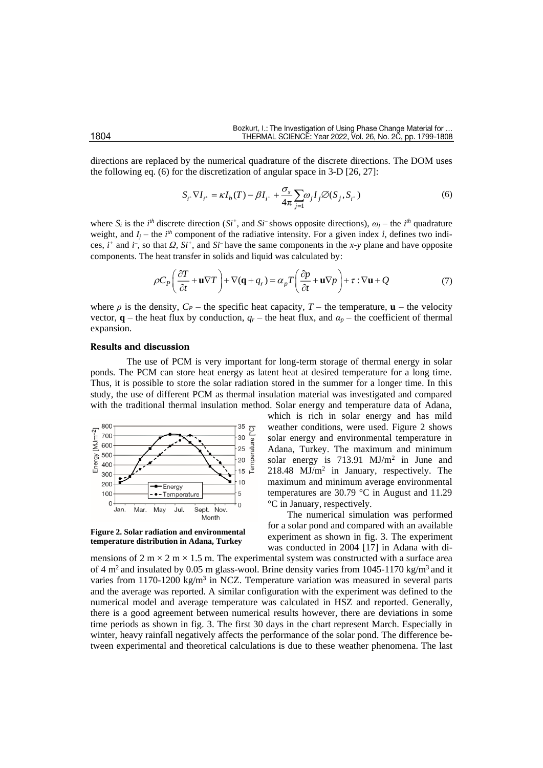directions are replaced by the numerical quadrature of the discrete directions. The DOM uses the following eq. (6) for the discretization of angular space in 3-D [26, 27]:

$$S_{i^+}\nabla I_{i^+} = \kappa I_b(T) - \beta I_{i^+} + \frac{\sigma_s}{4\pi}\sum_{j=1}\omega_j I_j \varnothing(S_j, S_{i^+}) \tag{6}$$

where $S_i$ is the $i^{th}$ discrete direction ($Si^+$, and $Si^-$ shows opposite directions), $\omega_j$ – the $i^{th}$ quadrature weight, and $I_j$ – the $i^{th}$ component of the radiative intensity. For a given index $i$, defines two indices, $i^+$ and $i^-$, so that $\Omega$, $Si^+$, and $Si^-$ have the same components in the $x$-$y$ plane and have opposite components. The heat transfer in solids and liquid was calculated by:

$$\rho C_P\left(\frac{\partial T}{\partial t} + \mathbf{u}\nabla T\right) + \nabla(\mathbf{q} + q_r) = \alpha_p T\left(\frac{\partial p}{\partial t} + \mathbf{u}\nabla p\right) + \tau : \nabla\mathbf{u} + Q \tag{7}$$

where $\rho$ is the density, $C_P$ – the specific heat capacity, $T$ – the temperature, $\mathbf{u}$ – the velocity vector, $\mathbf{q}$ – the heat flux by conduction, $q_r$ – the heat flux, and $\alpha_p$ – the coefficient of thermal expansion.

## Results and discussion

The use of PCM is very important for long-term storage of thermal energy in solar ponds. The PCM can store heat energy as latent heat at desired temperature for a long time. Thus, it is possible to store the solar radiation stored in the summer for a longer time. In this study, the use of different PCM as thermal insulation material was investigated and compared with the traditional thermal insulation method. Solar energy and temperature data of Adana, which is rich in solar energy and has mild weather conditions, were used. Figure 2 shows solar energy and environmental temperature in Adana, Turkey. The maximum and minimum solar energy is 713.91 MJ/m$^2$ in June and 218.48 MJ/m$^2$ in January, respectively. The maximum and minimum average environmental temperatures are 30.79 °C in August and 11.29 °C in January, respectively.

Energy [MJm$^{-2}$]
800
700
600
500
400
300
200
100
0
Temperature [°C]
35
30
25
20
15
10
5
0
Energy
Temperature
Jan. Mar. May Jul. Sept. Nov.
Month

**Figure 2. Solar radiation and environmental temperature distribution in Adana, Turkey**

The numerical simulation was performed for a solar pond and compared with an available experiment as shown in fig. 3. The experiment was conducted in 2004 [17] in Adana with dimensions of 2 m × 2 m × 1.5 m. The experimental system was constructed with a surface area of 4 m$^2$ and insulated by 0.05 m glass-wool. Brine density varies from 1045-1170 kg/m$^3$ and it varies from 1170-1200 kg/m$^3$ in NCZ. Temperature variation was measured in several parts and the average was reported. A similar configuration with the experiment was defined to the numerical model and average temperature was calculated in HSZ and reported. Generally, there is a good agreement between numerical results however, there are deviations in some time periods as shown in fig. 3. The first 30 days in the chart represent March. Especially in winter, heavy rainfall negatively affects the performance of the solar pond. The difference between experimental and theoretical calculations is due to these weather phenomena. The last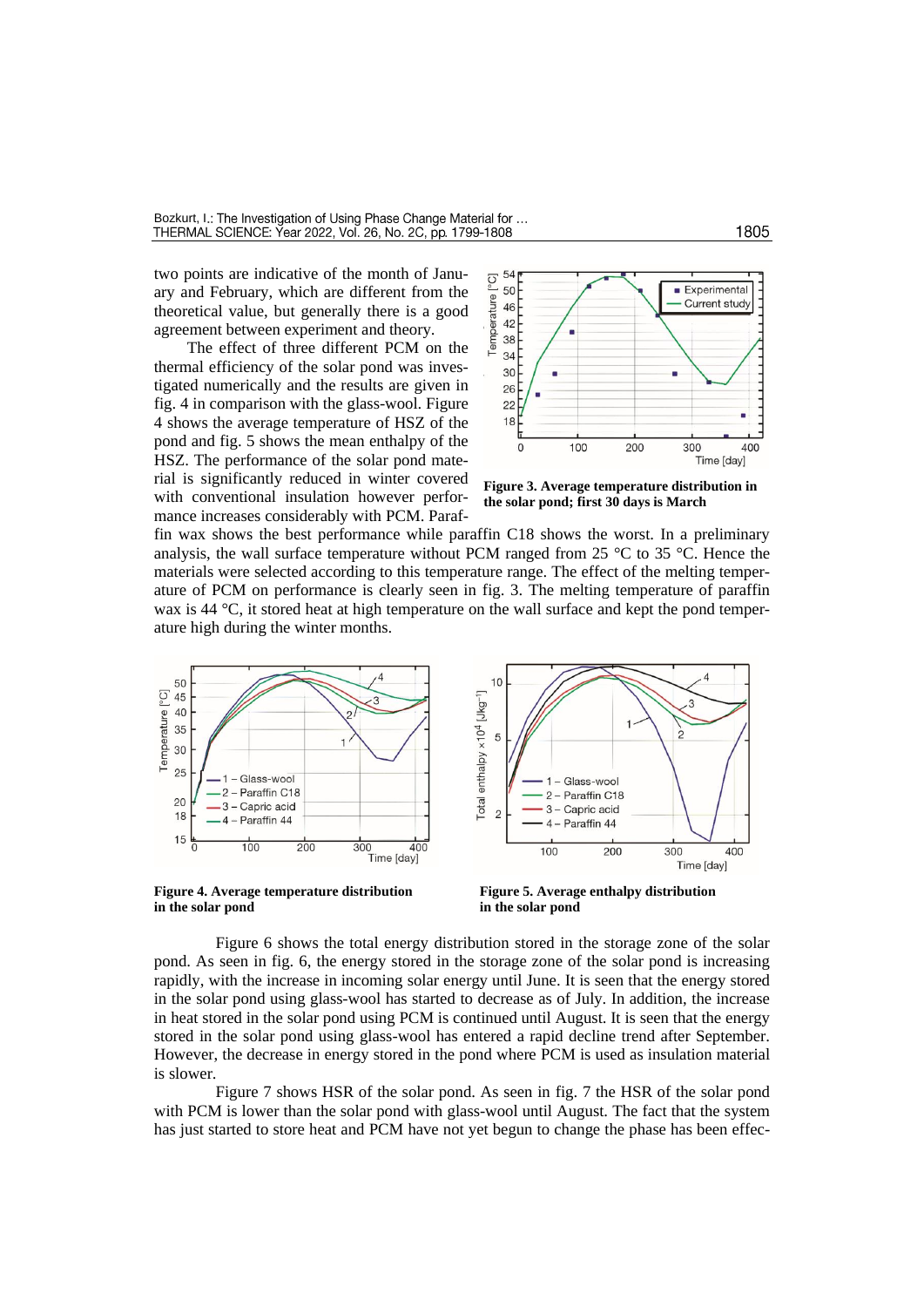two points are indicative of the month of January and February, which are different from the theoretical value, but generally there is a good agreement between experiment and theory.

The effect of three different PCM on the thermal efficiency of the solar pond was investigated numerically and the results are given in fig. 4 in comparison with the glass-wool. Figure 4 shows the average temperature of HSZ of the pond and fig. 5 shows the mean enthalpy of the HSZ. The performance of the solar pond material is significantly reduced in winter covered with conventional insulation however performance increases considerably with PCM. Paraffin wax shows the best performance while paraffin C18 shows the worst. In a preliminary analysis, the wall surface temperature without PCM ranged from 25 °C to 35 °C. Hence the materials were selected according to this temperature range. The effect of the melting temperature of PCM on performance is clearly seen in fig. 3. The melting temperature of paraffin wax is 44 °C, it stored heat at high temperature on the wall surface and kept the pond temperature high during the winter months.

Temperature [°C]
54
50
46
42
38
34
30
26
22
18
0
100
200
300
400
Time [day]
Experimental
Current study

**Figure 3. Average temperature distribution in the solar pond; first 30 days is March**

Temperature [°C]
50
45
40
35
30
25
20
18
15
0
100
200
300
400
Time [day]
1 – Glass-wool
2 – Paraffin C18
3 – Capric acid
4 – Paraffin 44
1
2
3
4

**Figure 4. Average temperature distribution in the solar pond**

Total enthalpy ×10⁴ [Jkg⁻¹]
10
5
2
100
200
300
400
Time [day]
1 – Glass-wool
2 – Paraffin C18
3 – Capric acid
4 – Paraffin 44
1
2
3
4

**Figure 5. Average enthalpy distribution in the solar pond**

Figure 6 shows the total energy distribution stored in the storage zone of the solar pond. As seen in fig. 6, the energy stored in the storage zone of the solar pond is increasing rapidly, with the increase in incoming solar energy until June. It is seen that the energy stored in the solar pond using glass-wool has started to decrease as of July. In addition, the increase in heat stored in the solar pond using PCM is continued until August. It is seen that the energy stored in the solar pond using glass-wool has entered a rapid decline trend after September. However, the decrease in energy stored in the pond where PCM is used as insulation material is slower.

Figure 7 shows HSR of the solar pond. As seen in fig. 7 the HSR of the solar pond with PCM is lower than the solar pond with glass-wool until August. The fact that the system has just started to store heat and PCM have not yet begun to change the phase has been effec-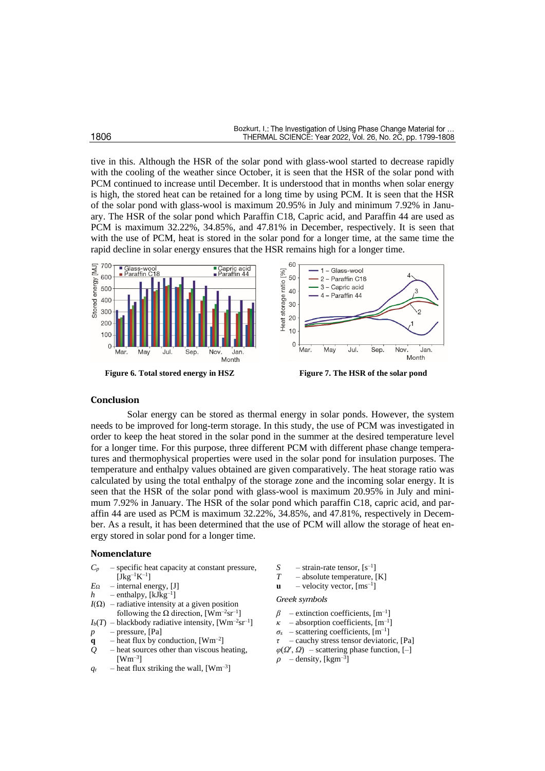tive in this. Although the HSR of the solar pond with glass-wool started to decrease rapidly with the cooling of the weather since October, it is seen that the HSR of the solar pond with PCM continued to increase until December. It is understood that in months when solar energy is high, the stored heat can be retained for a long time by using PCM. It is seen that the HSR of the solar pond with glass-wool is maximum 20.95% in July and minimum 7.92% in January. The HSR of the solar pond which Paraffin C18, Capric acid, and Paraffin 44 are used as PCM is maximum 32.22%, 34.85%, and 47.81% in December, respectively. It is seen that with the use of PCM, heat is stored in the solar pond for a longer time, at the same time the rapid decline in solar energy ensures that the HSR remains high for a longer time.

Stored energy [MJ]
700
600
500
400
300
200
100
0
Mar. May Jul. Sep. Nov. Jan.
Month
Glass-wool
Paraffin C18
Capric acid
Paraffin 44

**Figure 6. Total stored energy in HSZ**

Heat storage ratio [%]
60
50
40
30
20
10
0
Mar. May Jul. Sep. Nov. Jan.
Month
1 – Glass-wool
2 – Paraffin C18
3 – Capric acid
4 – Paraffin 44

**Figure 7. The HSR of the solar pond**

## Conclusion

Solar energy can be stored as thermal energy in solar ponds. However, the system needs to be improved for long-term storage. In this study, the use of PCM was investigated in order to keep the heat stored in the solar pond in the summer at the desired temperature level for a longer time. For this purpose, three different PCM with different phase change temperatures and thermophysical properties were used in the solar pond for insulation purposes. The temperature and enthalpy values obtained are given comparatively. The heat storage ratio was calculated by using the total enthalpy of the storage zone and the incoming solar energy. It is seen that the HSR of the solar pond with glass-wool is maximum 20.95% in July and minimum 7.92% in January. The HSR of the solar pond which paraffin C18, capric acid, and paraffin 44 are used as PCM is maximum 32.22%, 34.85%, and 47.81%, respectively in December. As a result, it has been determined that the use of PCM will allow the storage of heat energy stored in solar pond for a longer time.

## Nomenclature

- $C_p$ – specific heat capacity at constant pressure, [$\mathrm{Jkg^{-1}K^{-1}}$]
- $E_\Omega$ – internal energy, [J]
- $h$ – enthalpy, [$\mathrm{kJkg^{-1}}$]
- $I(\Omega)$ – radiative intensity at a given position following the $\Omega$ direction, [$\mathrm{Wm^{-2}sr^{-1}}$]
- $I_b(T)$ – blackbody radiative intensity, [$\mathrm{Wm^{-2}sr^{-1}}$]
- $p$ – pressure, [Pa]
- $\mathbf{q}$ – heat flux by conduction, [$\mathrm{Wm^{-2}}$]
- $Q$ – heat sources other than viscous heating, [$\mathrm{Wm^{-3}}$]
- $q_r$ – heat flux striking the wall, [$\mathrm{Wm^{-3}}$]
- $S$ – strain-rate tensor, [$\mathrm{s^{-1}}$]
- $T$ – absolute temperature, [K]
- $\mathbf{u}$ – velocity vector, [$\mathrm{ms^{-1}}$]

*Greek symbols*

- $\beta$ – extinction coefficients, [$\mathrm{m^{-1}}$]
- $\kappa$ – absorption coefficients, [$\mathrm{m^{-1}}$]
- $\sigma_s$ – scattering coefficients, [$\mathrm{m^{-1}}$]
- $\tau$ – cauchy stress tensor deviatoric, [Pa]
- $\varphi(\Omega', \Omega)$ – scattering phase function, [–]
- $\rho$ – density, [$\mathrm{kgm^{-3}}$]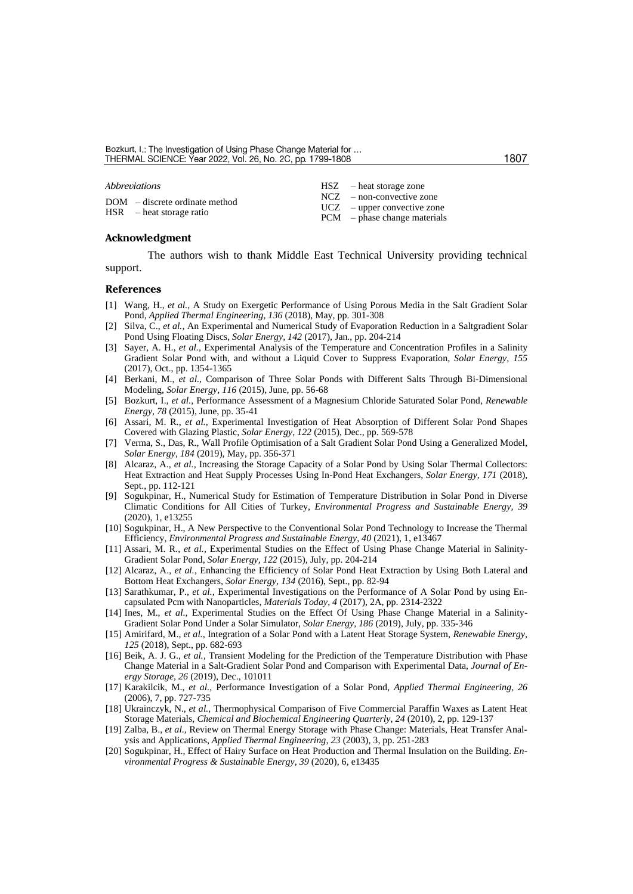*Abbreviations*

DOM – discrete ordinate method
HSR – heat storage ratio
HSZ – heat storage zone
NCZ – non-convective zone
UCZ – upper convective zone
PCM – phase change materials

## Acknowledgment

The authors wish to thank Middle East Technical University providing technical support.

## References

- [1] Wang, H., *et al.*, A Study on Exergetic Performance of Using Porous Media in the Salt Gradient Solar Pond, *Applied Thermal Engineering, 136* (2018), May, pp. 301-308
- [2] Silva, C., *et al.*, An Experimental and Numerical Study of Evaporation Reduction in a Saltgradient Solar Pond Using Floating Discs, *Solar Energy, 142* (2017), Jan., pp. 204-214
- [3] Sayer, A. H., *et al.*, Experimental Analysis of the Temperature and Concentration Profiles in a Salinity Gradient Solar Pond with, and without a Liquid Cover to Suppress Evaporation, *Solar Energy, 155* (2017), Oct., pp. 1354-1365
- [4] Berkani, M., *et al.*, Comparison of Three Solar Ponds with Different Salts Through Bi-Dimensional Modeling, *Solar Energy, 116* (2015), June, pp. 56-68
- [5] Bozkurt, I., *et al.*, Performance Assessment of a Magnesium Chloride Saturated Solar Pond, *Renewable Energy, 78* (2015), June, pp. 35-41
- [6] Assari, M. R., *et al.*, Experimental Investigation of Heat Absorption of Different Solar Pond Shapes Covered with Glazing Plastic, *Solar Energy, 122* (2015), Dec., pp. 569-578
- [7] Verma, S., Das, R., Wall Profile Optimisation of a Salt Gradient Solar Pond Using a Generalized Model, *Solar Energy, 184* (2019), May, pp. 356-371
- [8] Alcaraz, A., *et al.*, Increasing the Storage Capacity of a Solar Pond by Using Solar Thermal Collectors: Heat Extraction and Heat Supply Processes Using In-Pond Heat Exchangers, *Solar Energy, 171* (2018), Sept., pp. 112-121
- [9] Sogukpinar, H., Numerical Study for Estimation of Temperature Distribution in Solar Pond in Diverse Climatic Conditions for All Cities of Turkey, *Environmental Progress and Sustainable Energy, 39* (2020), 1, e13255
- [10] Sogukpinar, H., A New Perspective to the Conventional Solar Pond Technology to Increase the Thermal Efficiency, *Environmental Progress and Sustainable Energy, 40* (2021), 1, e13467
- [11] Assari, M. R., *et al.*, Experimental Studies on the Effect of Using Phase Change Material in Salinity-Gradient Solar Pond, *Solar Energy, 122* (2015), July, pp. 204-214
- [12] Alcaraz, A., *et al.*, Enhancing the Efficiency of Solar Pond Heat Extraction by Using Both Lateral and Bottom Heat Exchangers, *Solar Energy, 134* (2016), Sept., pp. 82-94
- [13] Sarathkumar, P., *et al.*, Experimental Investigations on the Performance of A Solar Pond by using Encapsulated Pcm with Nanoparticles, *Materials Today, 4* (2017), 2A, pp. 2314-2322
- [14] Ines, M., *et al.*, Experimental Studies on the Effect Of Using Phase Change Material in a Salinity-Gradient Solar Pond Under a Solar Simulator, *Solar Energy, 186* (2019), July, pp. 335-346
- [15] Amirifard, M., *et al.*, Integration of a Solar Pond with a Latent Heat Storage System, *Renewable Energy, 125* (2018), Sept., pp. 682-693
- [16] Beik, A. J. G., *et al.*, Transient Modeling for the Prediction of the Temperature Distribution with Phase Change Material in a Salt-Gradient Solar Pond and Comparison with Experimental Data, *Journal of Energy Storage, 26* (2019), Dec., 101011
- [17] Karakilcik, M., *et al.*, Performance Investigation of a Solar Pond, *Applied Thermal Engineering, 26* (2006), 7, pp. 727-735
- [18] Ukrainczyk, N., *et al.*, Thermophysical Comparison of Five Commercial Paraffin Waxes as Latent Heat Storage Materials, *Chemical and Biochemical Engineering Quarterly, 24* (2010), 2, pp. 129-137
- [19] Zalba, B., *et al.*, Review on Thermal Energy Storage with Phase Change: Materials, Heat Transfer Analysis and Applications, *Applied Thermal Engineering, 23* (2003), 3, pp. 251-283
- [20] Sogukpinar, H., Effect of Hairy Surface on Heat Production and Thermal Insulation on the Building. *Environmental Progress & Sustainable Energy, 39* (2020), 6, e13435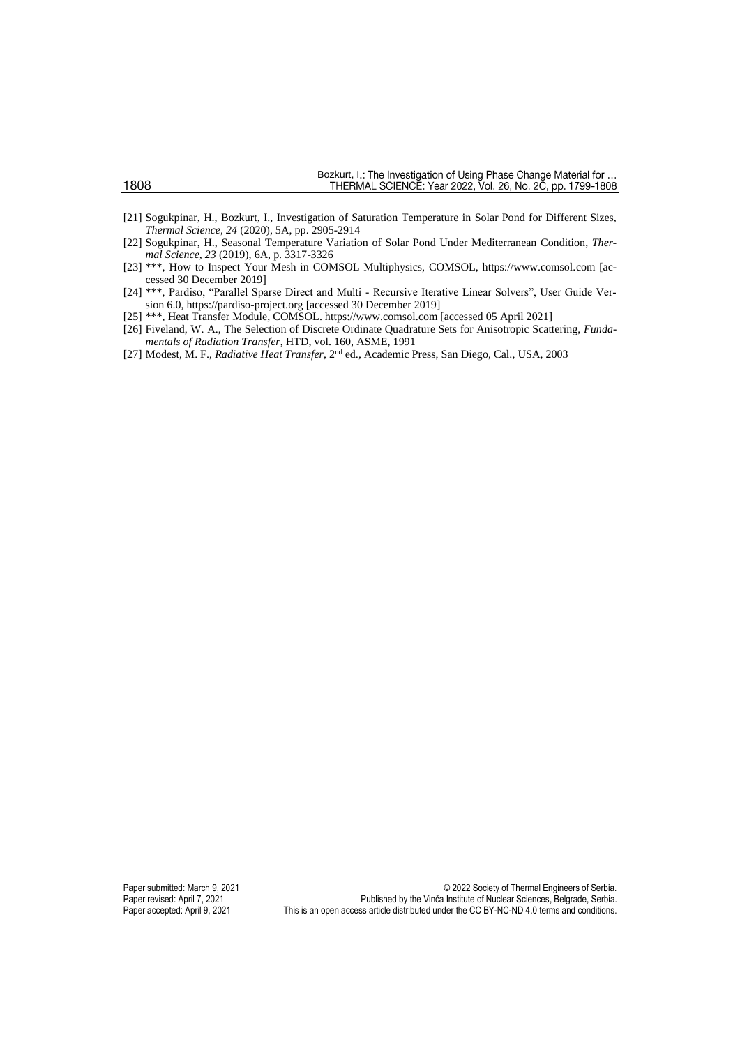[21] Sogukpinar, H., Bozkurt, I., Investigation of Saturation Temperature in Solar Pond for Different Sizes, *Thermal Science, 24* (2020), 5A, pp. 2905-2914

[22] Sogukpinar, H., Seasonal Temperature Variation of Solar Pond Under Mediterranean Condition, *Thermal Science, 23* (2019), 6A, p. 3317-3326

[23] ***, How to Inspect Your Mesh in COMSOL Multiphysics, COMSOL, https://www.comsol.com [accessed 30 December 2019]

[24] ***, Pardiso, "Parallel Sparse Direct and Multi - Recursive Iterative Linear Solvers", User Guide Version 6.0, https://pardiso-project.org [accessed 30 December 2019]

[25] ***, Heat Transfer Module, COMSOL. https://www.comsol.com [accessed 05 April 2021]

[26] Fiveland, W. A., The Selection of Discrete Ordinate Quadrature Sets for Anisotropic Scattering, *Fundamentals of Radiation Transfer*, HTD, vol. 160, ASME, 1991

[27] Modest, M. F., *Radiative Heat Transfer*, 2nd ed., Academic Press, San Diego, Cal., USA, 2003

Paper submitted: March 9, 2021
Paper revised: April 7, 2021
Paper accepted: April 9, 2021

© 2022 Society of Thermal Engineers of Serbia.
Published by the Vinča Institute of Nuclear Sciences, Belgrade, Serbia.
This is an open access article distributed under the CC BY-NC-ND 4.0 terms and conditions.